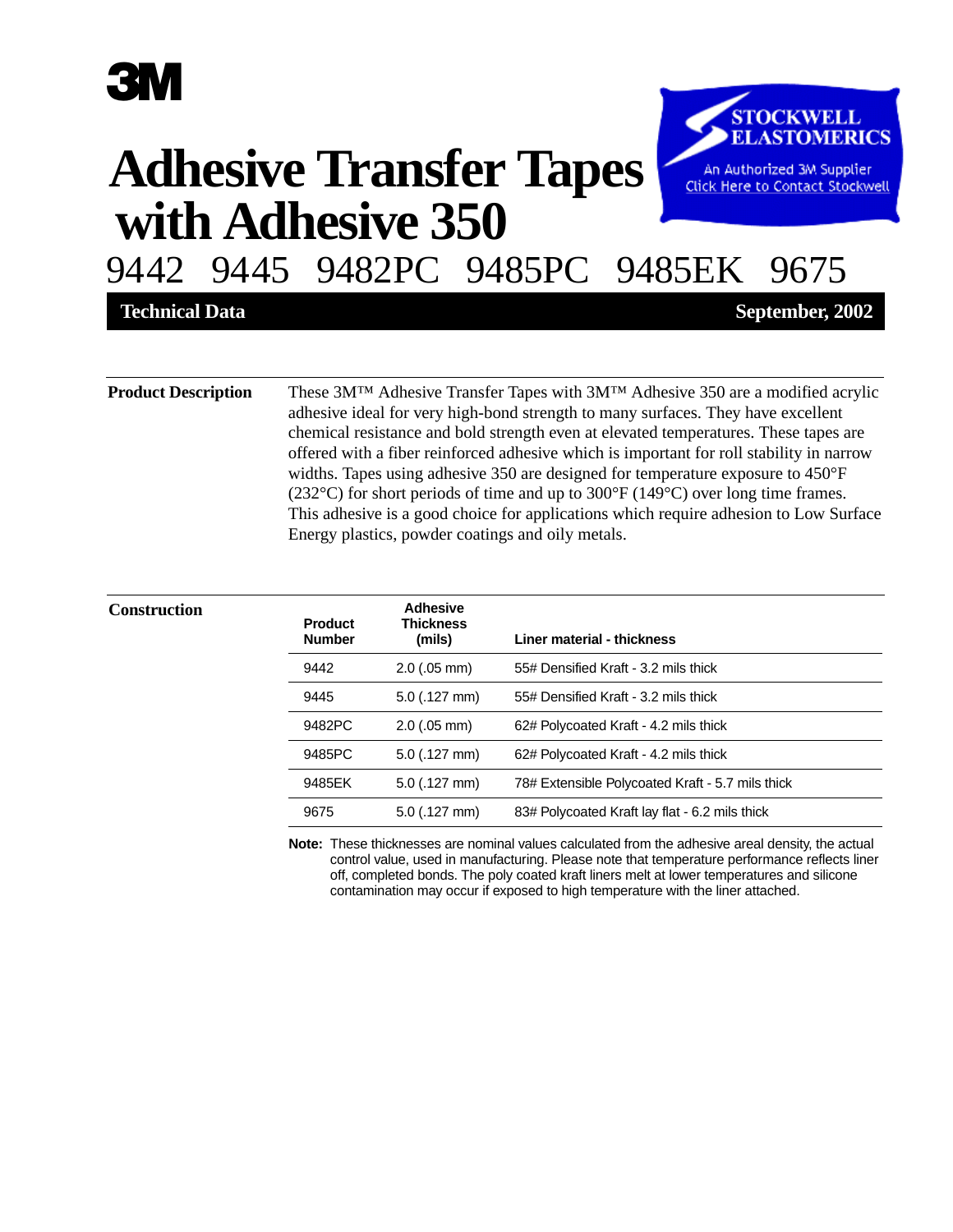3M

# Adhesive Transfer Tapes with Adhesive 350

## 9442 9445 9482PC 9485PC 9485EK 9675

**Technical Data** **September, 2002**

STOCKWELL ELASTOMERICS
An Authorized 3M Supplier
Click Here to Contact Stockwell

### Product Description

These 3M™ Adhesive Transfer Tapes with 3M™ Adhesive 350 are a modified acrylic adhesive ideal for very high-bond strength to many surfaces. They have excellent chemical resistance and bold strength even at elevated temperatures. These tapes are offered with a fiber reinforced adhesive which is important for roll stability in narrow widths. Tapes using adhesive 350 are designed for temperature exposure to 450°F (232°C) for short periods of time and up to 300°F (149°C) over long time frames. This adhesive is a good choice for applications which require adhesion to Low Surface Energy plastics, powder coatings and oily metals.

### Construction

| Product Number | Adhesive Thickness (mils) | Liner material - thickness |
|---|---|---|
| 9442 | 2.0 (.05 mm) | 55# Densified Kraft - 3.2 mils thick |
| 9445 | 5.0 (.127 mm) | 55# Densified Kraft - 3.2 mils thick |
| 9482PC | 2.0 (.05 mm) | 62# Polycoated Kraft - 4.2 mils thick |
| 9485PC | 5.0 (.127 mm) | 62# Polycoated Kraft - 4.2 mils thick |
| 9485EK | 5.0 (.127 mm) | 78# Extensible Polycoated Kraft - 5.7 mils thick |
| 9675 | 5.0 (.127 mm) | 83# Polycoated Kraft lay flat - 6.2 mils thick |

**Note:** These thicknesses are nominal values calculated from the adhesive areal density, the actual control value, used in manufacturing. Please note that temperature performance reflects liner off, completed bonds. The poly coated kraft liners melt at lower temperatures and silicone contamination may occur if exposed to high temperature with the liner attached.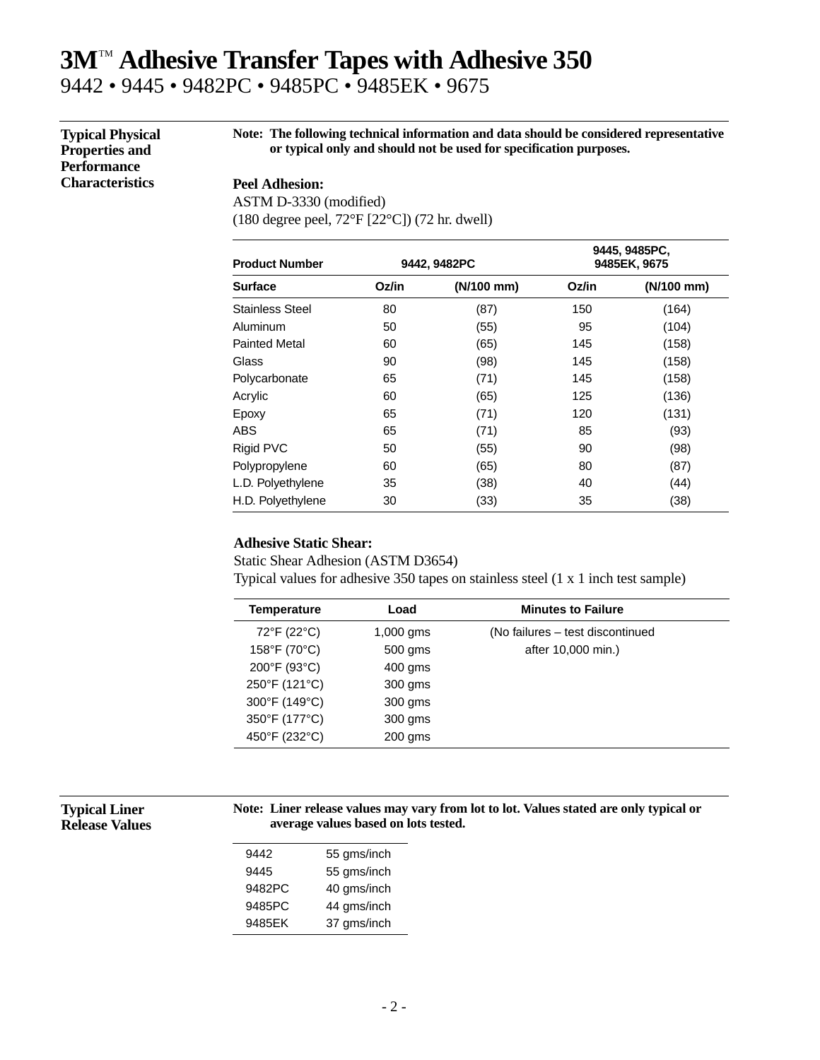# 3M™ Adhesive Transfer Tapes with Adhesive 350

9442 • 9445 • 9482PC • 9485PC • 9485EK • 9675

## Typical Physical Properties and Performance Characteristics

**Note: The following technical information and data should be considered representative or typical only and should not be used for specification purposes.**

**Peel Adhesion:**
ASTM D-3330 (modified)
(180 degree peel, 72°F [22°C]) (72 hr. dwell)

| Product Number | 9442, 9482PC | | 9445, 9485PC, 9485EK, 9675 | |
|---|---|---|---|---|
| **Surface** | **Oz/in** | **(N/100 mm)** | **Oz/in** | **(N/100 mm)** |
| Stainless Steel | 80 | (87) | 150 | (164) |
| Aluminum | 50 | (55) | 95 | (104) |
| Painted Metal | 60 | (65) | 145 | (158) |
| Glass | 90 | (98) | 145 | (158) |
| Polycarbonate | 65 | (71) | 145 | (158) |
| Acrylic | 60 | (65) | 125 | (136) |
| Epoxy | 65 | (71) | 120 | (131) |
| ABS | 65 | (71) | 85 | (93) |
| Rigid PVC | 50 | (55) | 90 | (98) |
| Polypropylene | 60 | (65) | 80 | (87) |
| L.D. Polyethylene | 35 | (38) | 40 | (44) |
| H.D. Polyethylene | 30 | (33) | 35 | (38) |

**Adhesive Static Shear:**
Static Shear Adhesion (ASTM D3654)
Typical values for adhesive 350 tapes on stainless steel (1 x 1 inch test sample)

| Temperature | Load | Minutes to Failure |
|---|---|---|
| 72°F (22°C) | 1,000 gms | (No failures – test discontinued after 10,000 min.) |
| 158°F (70°C) | 500 gms | |
| 200°F (93°C) | 400 gms | |
| 250°F (121°C) | 300 gms | |
| 300°F (149°C) | 300 gms | |
| 350°F (177°C) | 300 gms | |
| 450°F (232°C) | 200 gms | |

## Typical Liner Release Values

**Note: Liner release values may vary from lot to lot. Values stated are only typical or average values based on lots tested.**

| | |
|---|---|
| 9442 | 55 gms/inch |
| 9445 | 55 gms/inch |
| 9482PC | 40 gms/inch |
| 9485PC | 44 gms/inch |
| 9485EK | 37 gms/inch |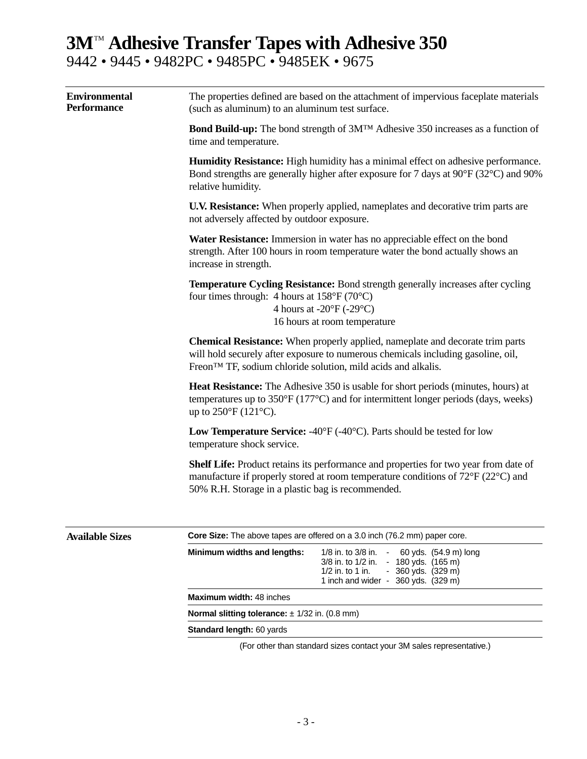# 3M™ Adhesive Transfer Tapes with Adhesive 350

9442 • 9445 • 9482PC • 9485PC • 9485EK • 9675

## Environmental Performance

The properties defined are based on the attachment of impervious faceplate materials (such as aluminum) to an aluminum test surface.

**Bond Build-up:** The bond strength of 3M™ Adhesive 350 increases as a function of time and temperature.

**Humidity Resistance:** High humidity has a minimal effect on adhesive performance. Bond strengths are generally higher after exposure for 7 days at 90°F (32°C) and 90% relative humidity.

**U.V. Resistance:** When properly applied, nameplates and decorative trim parts are not adversely affected by outdoor exposure.

**Water Resistance:** Immersion in water has no appreciable effect on the bond strength. After 100 hours in room temperature water the bond actually shows an increase in strength.

**Temperature Cycling Resistance:** Bond strength generally increases after cycling four times through:
- 4 hours at 158°F (70°C)
- 4 hours at -20°F (-29°C)
- 16 hours at room temperature

**Chemical Resistance:** When properly applied, nameplate and decorate trim parts will hold securely after exposure to numerous chemicals including gasoline, oil, Freon™ TF, sodium chloride solution, mild acids and alkalis.

**Heat Resistance:** The Adhesive 350 is usable for short periods (minutes, hours) at temperatures up to 350°F (177°C) and for intermittent longer periods (days, weeks) up to 250°F (121°C).

**Low Temperature Service:** -40°F (-40°C). Parts should be tested for low temperature shock service.

**Shelf Life:** Product retains its performance and properties for two year from date of manufacture if properly stored at room temperature conditions of 72°F (22°C) and 50% R.H. Storage in a plastic bag is recommended.

## Available Sizes

**Core Size:** The above tapes are offered on a 3.0 inch (76.2 mm) paper core.

**Minimum widths and lengths:**

| Width | Length |
|---|---|
| 1/8 in. to 3/8 in. | 60 yds. (54.9 m) long |
| 3/8 in. to 1/2 in. | 180 yds. (165 m) |
| 1/2 in. to 1 in. | 360 yds. (329 m) |
| 1 inch and wider | 360 yds. (329 m) |

**Maximum width:** 48 inches

**Normal slitting tolerance:** ± 1/32 in. (0.8 mm)

**Standard length:** 60 yards

(For other than standard sizes contact your 3M sales representative.)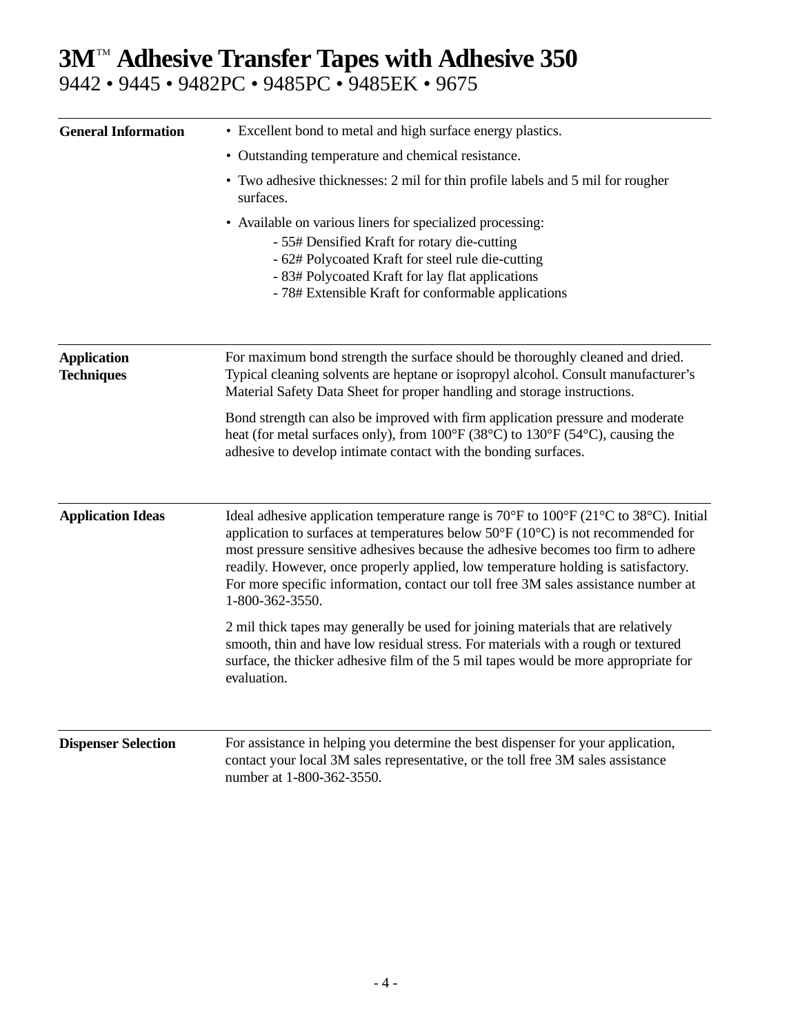# 3M™ Adhesive Transfer Tapes with Adhesive 350

9442 • 9445 • 9482PC • 9485PC • 9485EK • 9675

## General Information

- Excellent bond to metal and high surface energy plastics.
- Outstanding temperature and chemical resistance.
- Two adhesive thicknesses: 2 mil for thin profile labels and 5 mil for rougher surfaces.
- Available on various liners for specialized processing:
  - 55# Densified Kraft for rotary die-cutting
  - 62# Polycoated Kraft for steel rule die-cutting
  - 83# Polycoated Kraft for lay flat applications
  - 78# Extensible Kraft for conformable applications

## Application Techniques

For maximum bond strength the surface should be thoroughly cleaned and dried. Typical cleaning solvents are heptane or isopropyl alcohol. Consult manufacturer's Material Safety Data Sheet for proper handling and storage instructions.

Bond strength can also be improved with firm application pressure and moderate heat (for metal surfaces only), from 100°F (38°C) to 130°F (54°C), causing the adhesive to develop intimate contact with the bonding surfaces.

## Application Ideas

Ideal adhesive application temperature range is 70°F to 100°F (21°C to 38°C). Initial application to surfaces at temperatures below 50°F (10°C) is not recommended for most pressure sensitive adhesives because the adhesive becomes too firm to adhere readily. However, once properly applied, low temperature holding is satisfactory. For more specific information, contact our toll free 3M sales assistance number at 1-800-362-3550.

2 mil thick tapes may generally be used for joining materials that are relatively smooth, thin and have low residual stress. For materials with a rough or textured surface, the thicker adhesive film of the 5 mil tapes would be more appropriate for evaluation.

## Dispenser Selection

For assistance in helping you determine the best dispenser for your application, contact your local 3M sales representative, or the toll free 3M sales assistance number at 1-800-362-3550.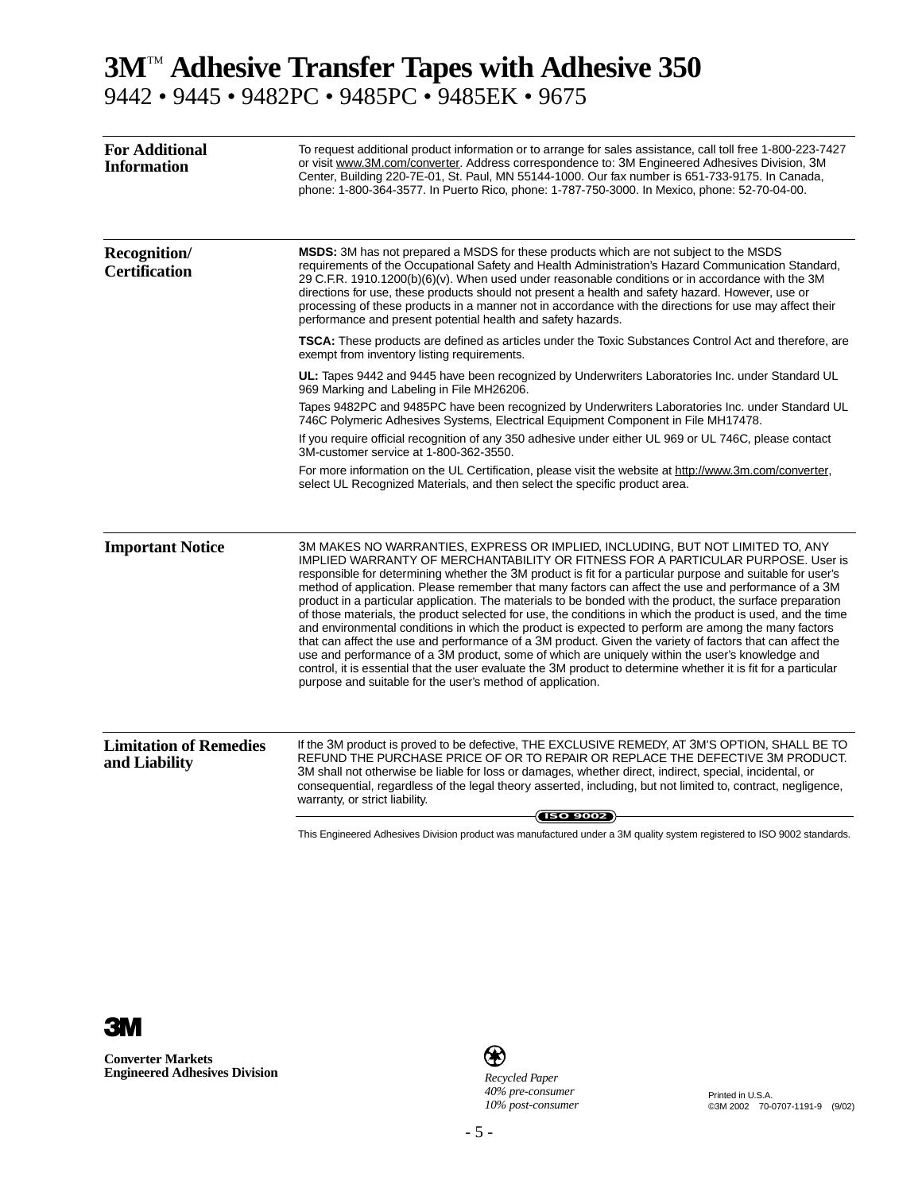# 3M™ Adhesive Transfer Tapes with Adhesive 350

9442 • 9445 • 9482PC • 9485PC • 9485EK • 9675

## For Additional Information

To request additional product information or to arrange for sales assistance, call toll free 1-800-223-7427 or visit www.3M.com/converter. Address correspondence to: 3M Engineered Adhesives Division, 3M Center, Building 220-7E-01, St. Paul, MN 55144-1000. Our fax number is 651-733-9175. In Canada, phone: 1-800-364-3577. In Puerto Rico, phone: 1-787-750-3000. In Mexico, phone: 52-70-04-00.

## Recognition/ Certification

**MSDS:** 3M has not prepared a MSDS for these products which are not subject to the MSDS requirements of the Occupational Safety and Health Administration's Hazard Communication Standard, 29 C.F.R. 1910.1200(b)(6)(v). When used under reasonable conditions or in accordance with the 3M directions for use, these products should not present a health and safety hazard. However, use or processing of these products in a manner not in accordance with the directions for use may affect their performance and present potential health and safety hazards.

**TSCA:** These products are defined as articles under the Toxic Substances Control Act and therefore, are exempt from inventory listing requirements.

**UL:** Tapes 9442 and 9445 have been recognized by Underwriters Laboratories Inc. under Standard UL 969 Marking and Labeling in File MH26206.

Tapes 9482PC and 9485PC have been recognized by Underwriters Laboratories Inc. under Standard UL 746C Polymeric Adhesives Systems, Electrical Equipment Component in File MH17478.

If you require official recognition of any 350 adhesive under either UL 969 or UL 746C, please contact 3M-customer service at 1-800-362-3550.

For more information on the UL Certification, please visit the website at http://www.3m.com/converter, select UL Recognized Materials, and then select the specific product area.

## Important Notice

3M MAKES NO WARRANTIES, EXPRESS OR IMPLIED, INCLUDING, BUT NOT LIMITED TO, ANY IMPLIED WARRANTY OF MERCHANTABILITY OR FITNESS FOR A PARTICULAR PURPOSE. User is responsible for determining whether the 3M product is fit for a particular purpose and suitable for user's method of application. Please remember that many factors can affect the use and performance of a 3M product in a particular application. The materials to be bonded with the product, the surface preparation of those materials, the product selected for use, the conditions in which the product is used, and the time and environmental conditions in which the product is expected to perform are among the many factors that can affect the use and performance of a 3M product. Given the variety of factors that can affect the use and performance of a 3M product, some of which are uniquely within the user's knowledge and control, it is essential that the user evaluate the 3M product to determine whether it is fit for a particular purpose and suitable for the user's method of application.

## Limitation of Remedies and Liability

If the 3M product is proved to be defective, THE EXCLUSIVE REMEDY, AT 3M'S OPTION, SHALL BE TO REFUND THE PURCHASE PRICE OF OR TO REPAIR OR REPLACE THE DEFECTIVE 3M PRODUCT. 3M shall not otherwise be liable for loss or damages, whether direct, indirect, special, incidental, or consequential, regardless of the legal theory asserted, including, but not limited to, contract, negligence, warranty, or strict liability.

ISO 9002

This Engineered Adhesives Division product was manufactured under a 3M quality system registered to ISO 9002 standards.

3M

**Converter Markets**
**Engineered Adhesives Division**

*Recycled Paper*
*40% pre-consumer*
*10% post-consumer*

Printed in U.S.A.
©3M 2002 70-0707-1191-9 (9/02)